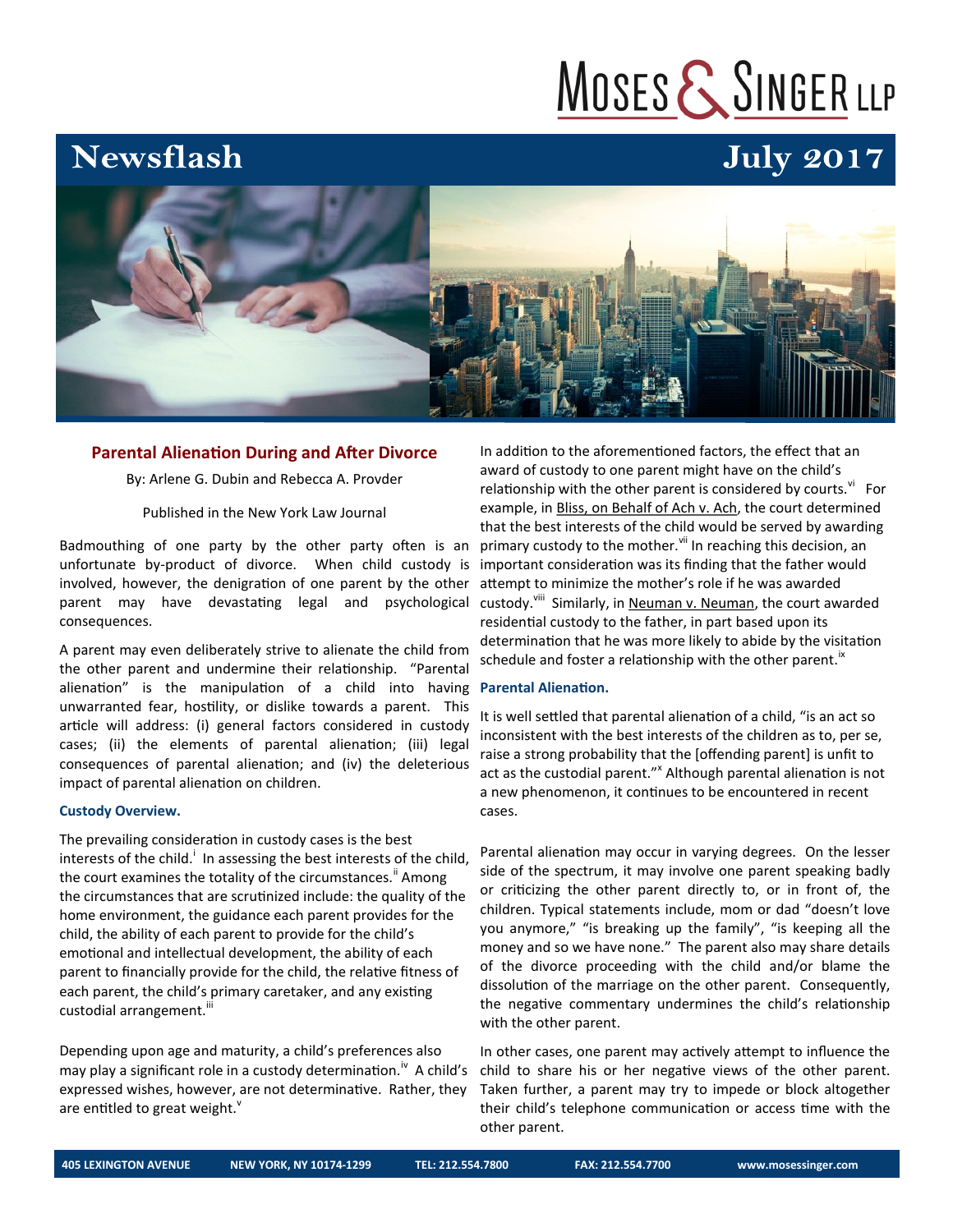# Newsflash July 2017

## Parental Alienation During and After Divorce

By: Arlene G. Dubin and Rebecca A. Provder

Published in the New York Law Journal

Badmouthing of one party by the other party often is an unfortunate by-product of divorce. When child custody is involved, however, the denigration of one parent by the other parent may have devastating legal and psychological consequences.

A parent may even deliberately strive to alienate the child from the other parent and undermine their relationship. "Parental alienation" is the manipulation of a child into having unwarranted fear, hostility, or dislike towards a parent. This article will address: (i) general factors considered in custody cases; (ii) the elements of parental alienation; (iii) legal consequences of parental alienation; and (iv) the deleterious impact of parental alienation on children.

### Custody Overview.

The prevailing consideration in custody cases is the best interests of the child.[i] In assessing the best interests of the child, the court examines the totality of the circumstances.[ii] Among the circumstances that are scrutinized include: the quality of the home environment, the guidance each parent provides for the child, the ability of each parent to provide for the child's emotional and intellectual development, the ability of each parent to financially provide for the child, the relative fitness of each parent, the child's primary caretaker, and any existing custodial arrangement.[iii]

Depending upon age and maturity, a child's preferences also may play a significant role in a custody determination.[iv] A child's expressed wishes, however, are not determinative. Rather, they are entitled to great weight.[v]

In addition to the aforementioned factors, the effect that an award of custody to one parent might have on the child's relationship with the other parent is considered by courts.[vi] For example, in Bliss, on Behalf of Ach v. Ach, the court determined that the best interests of the child would be served by awarding primary custody to the mother.[vii] In reaching this decision, an important consideration was its finding that the father would attempt to minimize the mother's role if he was awarded custody.[viii] Similarly, in Neuman v. Neuman, the court awarded residential custody to the father, in part based upon its determination that he was more likely to abide by the visitation schedule and foster a relationship with the other parent.[ix]

### Parental Alienation.

It is well settled that parental alienation of a child, "is an act so inconsistent with the best interests of the children as to, per se, raise a strong probability that the [offending parent] is unfit to act as the custodial parent."[x] Although parental alienation is not a new phenomenon, it continues to be encountered in recent cases.

Parental alienation may occur in varying degrees. On the lesser side of the spectrum, it may involve one parent speaking badly or criticizing the other parent directly to, or in front of, the children. Typical statements include, mom or dad "doesn't love you anymore," "is breaking up the family", "is keeping all the money and so we have none." The parent also may share details of the divorce proceeding with the child and/or blame the dissolution of the marriage on the other parent. Consequently, the negative commentary undermines the child's relationship with the other parent.

In other cases, one parent may actively attempt to influence the child to share his or her negative views of the other parent. Taken further, a parent may try to impede or block altogether their child's telephone communication or access time with the other parent.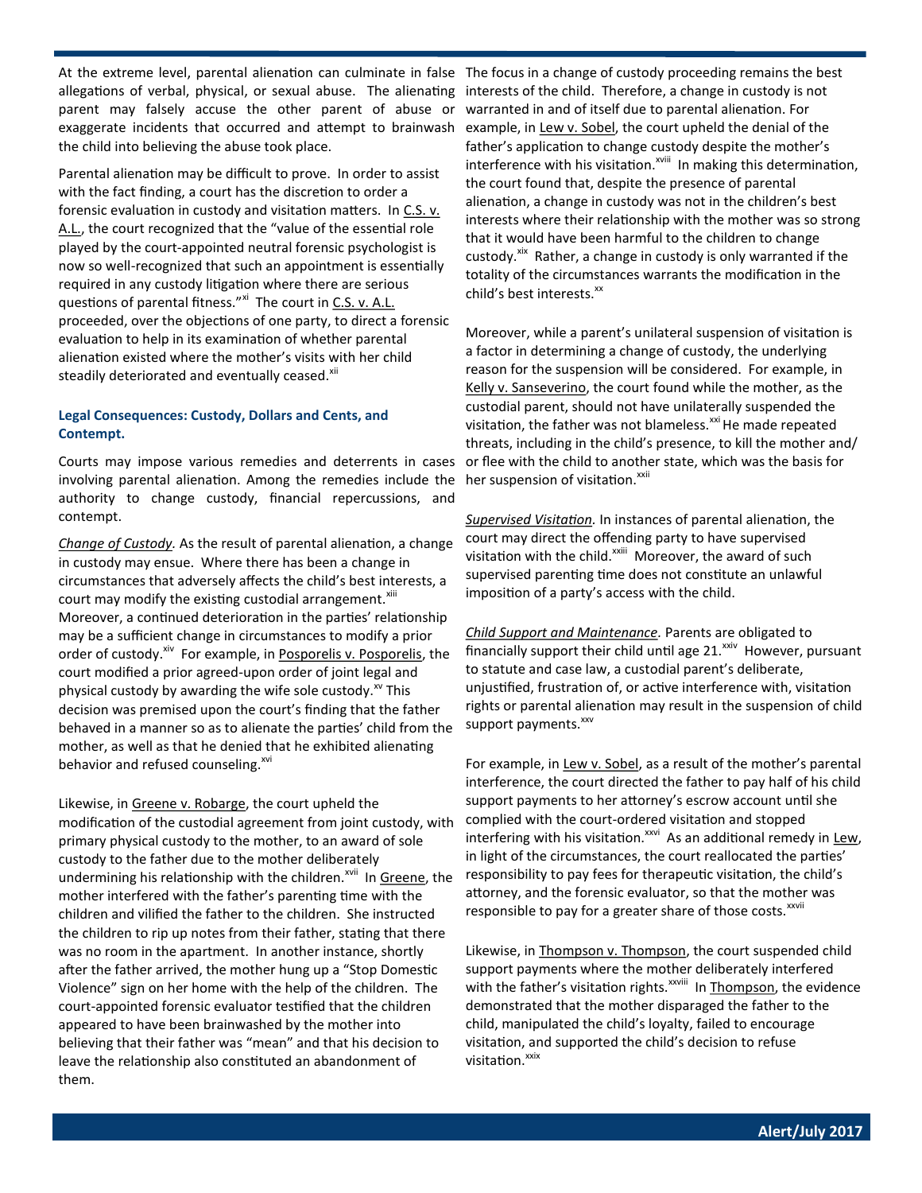At the extreme level, parental alienation can culminate in false allegations of verbal, physical, or sexual abuse. The alienating parent may falsely accuse the other parent of abuse or exaggerate incidents that occurred and attempt to brainwash the child into believing the abuse took place.

Parental alienation may be difficult to prove. In order to assist with the fact finding, a court has the discretion to order a forensic evaluation in custody and visitation matters. In C.S. v. A.L., the court recognized that the "value of the essential role played by the court-appointed neutral forensic psychologist is now so well-recognized that such an appointment is essentially required in any custody litigation where there are serious questions of parental fitness."[xi] The court in C.S. v. A.L. proceeded, over the objections of one party, to direct a forensic evaluation to help in its examination of whether parental alienation existed where the mother's visits with her child steadily deteriorated and eventually ceased.[xii]

### Legal Consequences: Custody, Dollars and Cents, and Contempt.

Courts may impose various remedies and deterrents in cases involving parental alienation. Among the remedies include the authority to change custody, financial repercussions, and contempt.

*Change of Custody.* As the result of parental alienation, a change in custody may ensue. Where there has been a change in circumstances that adversely affects the child's best interests, a court may modify the existing custodial arrangement.[xiii] Moreover, a continued deterioration in the parties' relationship may be a sufficient change in circumstances to modify a prior order of custody.[xiv] For example, in Posporelis v. Posporelis, the court modified a prior agreed-upon order of joint legal and physical custody by awarding the wife sole custody.[xv] This decision was premised upon the court's finding that the father behaved in a manner so as to alienate the parties' child from the mother, as well as that he denied that he exhibited alienating behavior and refused counseling.[xvi]

Likewise, in Greene v. Robarge, the court upheld the modification of the custodial agreement from joint custody, with primary physical custody to the mother, to an award of sole custody to the father due to the mother deliberately undermining his relationship with the children.[xvii] In Greene, the mother interfered with the father's parenting time with the children and vilified the father to the children. She instructed the children to rip up notes from their father, stating that there was no room in the apartment. In another instance, shortly after the father arrived, the mother hung up a "Stop Domestic Violence" sign on her home with the help of the children. The court-appointed forensic evaluator testified that the children appeared to have been brainwashed by the mother into believing that their father was "mean" and that his decision to leave the relationship also constituted an abandonment of them.

The focus in a change of custody proceeding remains the best interests of the child. Therefore, a change in custody is not warranted in and of itself due to parental alienation. For example, in Lew v. Sobel, the court upheld the denial of the father's application to change custody despite the mother's interference with his visitation.[xviii] In making this determination, the court found that, despite the presence of parental alienation, a change in custody was not in the children's best interests where their relationship with the mother was so strong that it would have been harmful to the children to change custody.[xix] Rather, a change in custody is only warranted if the totality of the circumstances warrants the modification in the child's best interests.[xx]

Moreover, while a parent's unilateral suspension of visitation is a factor in determining a change of custody, the underlying reason for the suspension will be considered. For example, in Kelly v. Sanseverino, the court found while the mother, as the custodial parent, should not have unilaterally suspended the visitation, the father was not blameless.[xxi] He made repeated threats, including in the child's presence, to kill the mother and/ or flee with the child to another state, which was the basis for her suspension of visitation.[xxii]

*Supervised Visitation.* In instances of parental alienation, the court may direct the offending party to have supervised visitation with the child.[xxiii] Moreover, the award of such supervised parenting time does not constitute an unlawful imposition of a party's access with the child.

*Child Support and Maintenance.* Parents are obligated to financially support their child until age 21.[xxiv] However, pursuant to statute and case law, a custodial parent's deliberate, unjustified, frustration of, or active interference with, visitation rights or parental alienation may result in the suspension of child support payments.[xxv]

For example, in Lew v. Sobel, as a result of the mother's parental interference, the court directed the father to pay half of his child support payments to her attorney's escrow account until she complied with the court-ordered visitation and stopped interfering with his visitation.[xxvi] As an additional remedy in Lew, in light of the circumstances, the court reallocated the parties' responsibility to pay fees for therapeutic visitation, the child's attorney, and the forensic evaluator, so that the mother was responsible to pay for a greater share of those costs.[xxvii]

Likewise, in Thompson v. Thompson, the court suspended child support payments where the mother deliberately interfered with the father's visitation rights.[xxviii] In Thompson, the evidence demonstrated that the mother disparaged the father to the child, manipulated the child's loyalty, failed to encourage visitation, and supported the child's decision to refuse visitation.[xxix]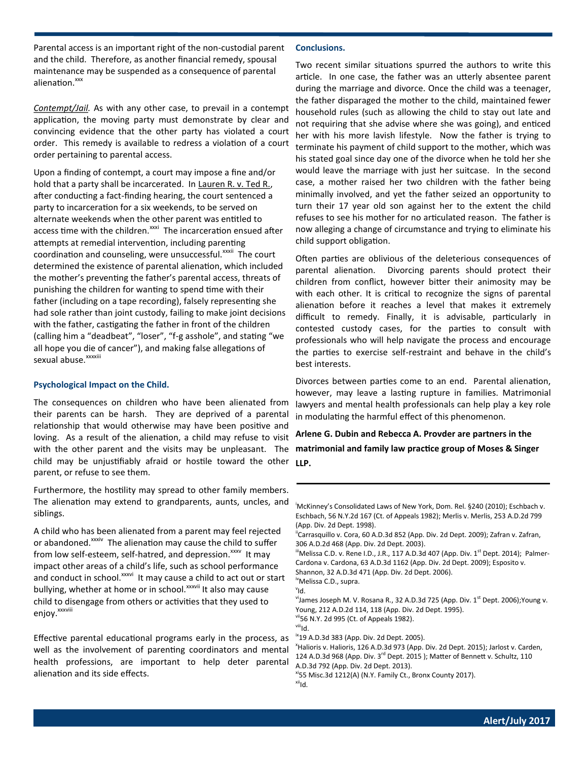Parental access is an important right of the non-custodial parent and the child. Therefore, as another financial remedy, spousal maintenance may be suspended as a consequence of parental alienation.[xxx]

*Contempt/Jail.* As with any other case, to prevail in a contempt application, the moving party must demonstrate by clear and convincing evidence that the other party has violated a court order. This remedy is available to redress a violation of a court order pertaining to parental access.

Upon a finding of contempt, a court may impose a fine and/or hold that a party shall be incarcerated. In Lauren R. v. Ted R., after conducting a fact-finding hearing, the court sentenced a party to incarceration for a six weekends, to be served on alternate weekends when the other parent was entitled to access time with the children.[xxxi] The incarceration ensued after attempts at remedial intervention, including parenting coordination and counseling, were unsuccessful.[xxxii] The court determined the existence of parental alienation, which included the mother's preventing the father's parental access, threats of punishing the children for wanting to spend time with their father (including on a tape recording), falsely representing she had sole rather than joint custody, failing to make joint decisions with the father, castigating the father in front of the children (calling him a "deadbeat", "loser", "f-g asshole", and stating "we all hope you die of cancer"), and making false allegations of sexual abuse.[xxxiii]

### Psychological Impact on the Child.

The consequences on children who have been alienated from their parents can be harsh. They are deprived of a parental relationship that would otherwise may have been positive and loving. As a result of the alienation, a child may refuse to visit with the other parent and the visits may be unpleasant. The child may be unjustifiably afraid or hostile toward the other parent, or refuse to see them.

Furthermore, the hostility may spread to other family members. The alienation may extend to grandparents, aunts, uncles, and siblings.

A child who has been alienated from a parent may feel rejected or abandoned.[xxxiv] The alienation may cause the child to suffer from low self-esteem, self-hatred, and depression.[xxxv] It may impact other areas of a child's life, such as school performance and conduct in school.[xxxvi] It may cause a child to act out or start bullying, whether at home or in school.[xxxvii] It also may cause child to disengage from others or activities that they used to enjoy.[xxxviii]

Effective parental educational programs early in the process, as well as the involvement of parenting coordinators and mental health professions, are important to help deter parental alienation and its side effects.

### Conclusions.

Two recent similar situations spurred the authors to write this article. In one case, the father was an utterly absentee parent during the marriage and divorce. Once the child was a teenager, the father disparaged the mother to the child, maintained fewer household rules (such as allowing the child to stay out late and not requiring that she advise where she was going), and enticed her with his more lavish lifestyle. Now the father is trying to terminate his payment of child support to the mother, which was his stated goal since day one of the divorce when he told her she would leave the marriage with just her suitcase. In the second case, a mother raised her two children with the father being minimally involved, and yet the father seized an opportunity to turn their 17 year old son against her to the extent the child refuses to see his mother for no articulated reason. The father is now alleging a change of circumstance and trying to eliminate his child support obligation.

Often parties are oblivious of the deleterious consequences of parental alienation. Divorcing parents should protect their children from conflict, however bitter their animosity may be with each other. It is critical to recognize the signs of parental alienation before it reaches a level that makes it extremely difficult to remedy. Finally, it is advisable, particularly in contested custody cases, for the parties to consult with professionals who will help navigate the process and encourage the parties to exercise self-restraint and behave in the child's best interests.

Divorces between parties come to an end. Parental alienation, however, may leave a lasting rupture in families. Matrimonial lawyers and mental health professionals can help play a key role in modulating the harmful effect of this phenomenon.

**Arlene G. Dubin and Rebecca A. Provder are partners in the matrimonial and family law practice group of Moses & Singer LLP.**

---

[i] McKinney's Consolidated Laws of New York, Dom. Rel. §240 (2010); Eschbach v. Eschbach, 56 N.Y.2d 167 (Ct. of Appeals 1982); Merlis v. Merlis, 253 A.D.2d 799 (App. Div. 2d Dept. 1998).

[ii] Carrasquillo v. Cora, 60 A.D.3d 852 (App. Div. 2d Dept. 2009); Zafran v. Zafran, 306 A.D.2d 468 (App. Div. 2d Dept. 2003).

[iii] Melissa C.D. v. Rene I.D., J.R., 117 A.D.3d 407 (App. Div. 1st Dept. 2014); Palmer-Cardona v. Cardona, 63 A.D.3d 1162 (App. Div. 2d Dept. 2009); Esposito v. Shannon, 32 A.D.3d 471 (App. Div. 2d Dept. 2006).

[iv] Melissa C.D., supra.

[v] Id.

[vi] James Joseph M. V. Rosana R., 32 A.D.3d 725 (App. Div. 1st Dept. 2006);Young v. Young, 212 A.D.2d 114, 118 (App. Div. 2d Dept. 1995).

[vii] 56 N.Y. 2d 995 (Ct. of Appeals 1982).

[viii] Id.

[ix] 19 A.D.3d 383 (App. Div. 2d Dept. 2005).

[x] Halioris v. Halioris, 126 A.D.3d 973 (App. Div. 2d Dept. 2015); Jarlost v. Carden, 124 A.D.3d 968 (App. Div. 3rd Dept. 2015 ); Matter of Bennett v. Schultz, 110 A.D.3d 792 (App. Div. 2d Dept. 2013).

[xi] 55 Misc.3d 1212(A) (N.Y. Family Ct., Bronx County 2017).

[xii] Id.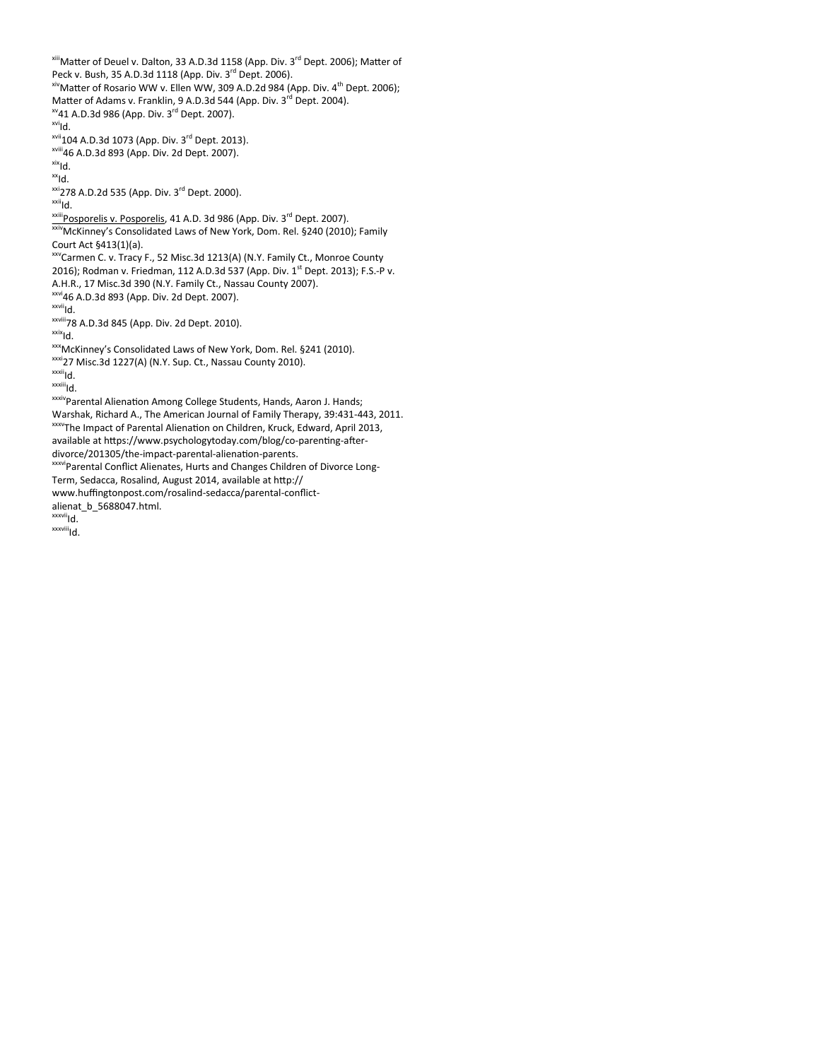[xiii]Matter of Deuel v. Dalton, 33 A.D.3d 1158 (App. Div. 3rd Dept. 2006); Matter of Peck v. Bush, 35 A.D.3d 1118 (App. Div. 3rd Dept. 2006).

[xiv]Matter of Rosario WW v. Ellen WW, 309 A.D.2d 984 (App. Div. 4th Dept. 2006); Matter of Adams v. Franklin, 9 A.D.3d 544 (App. Div. 3rd Dept. 2004).

[xv]41 A.D.3d 986 (App. Div. 3rd Dept. 2007).

[xvi]Id.

[xvii]104 A.D.3d 1073 (App. Div. 3rd Dept. 2013).

[xviii]46 A.D.3d 893 (App. Div. 2d Dept. 2007).

[xix]Id.

[xx]Id.

[xxi]278 A.D.2d 535 (App. Div. 3rd Dept. 2000).

[xxii]Id.

[xxiii]Posporelis v. Posporelis, 41 A.D. 3d 986 (App. Div. 3rd Dept. 2007).

[xxiv]McKinney's Consolidated Laws of New York, Dom. Rel. §240 (2010); Family Court Act §413(1)(a).

[xxv]Carmen C. v. Tracy F., 52 Misc.3d 1213(A) (N.Y. Family Ct., Monroe County 2016); Rodman v. Friedman, 112 A.D.3d 537 (App. Div. 1st Dept. 2013); F.S.-P v. A.H.R., 17 Misc.3d 390 (N.Y. Family Ct., Nassau County 2007).

[xxvi]46 A.D.3d 893 (App. Div. 2d Dept. 2007).

[xxvii]Id.

[xxviii]78 A.D.3d 845 (App. Div. 2d Dept. 2010).

[xxix]Id.

[xxx]McKinney's Consolidated Laws of New York, Dom. Rel. §241 (2010).

[xxxi]27 Misc.3d 1227(A) (N.Y. Sup. Ct., Nassau County 2010).

[xxxii]Id.

[xxxiii]Id.

[xxxiv]Parental Alienation Among College Students, Hands, Aaron J. Hands; Warshak, Richard A., The American Journal of Family Therapy, 39:431-443, 2011.

[xxxv]The Impact of Parental Alienation on Children, Kruck, Edward, April 2013, available at https://www.psychologytoday.com/blog/co-parenting-after-divorce/201305/the-impact-parental-alienation-parents.

[xxxvi]Parental Conflict Alienates, Hurts and Changes Children of Divorce Long-Term, Sedacca, Rosalind, August 2014, available at http:// www.huffingtonpost.com/rosalind-sedacca/parental-conflict-alienat_b_5688047.html.

[xxxvii]Id.

[xxxviii]Id.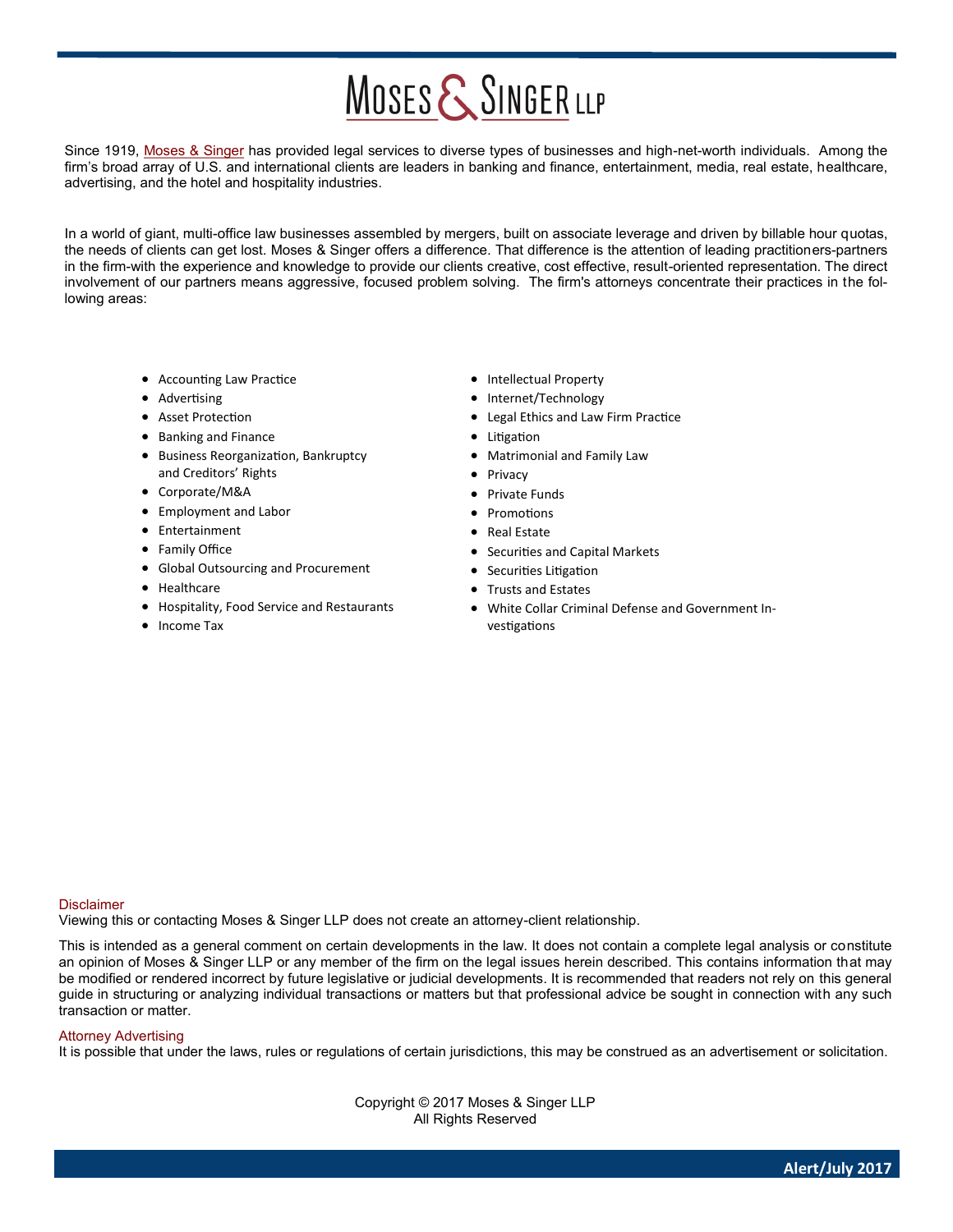# MOSES & SINGER LLP

Since 1919, Moses & Singer has provided legal services to diverse types of businesses and high-net-worth individuals. Among the firm's broad array of U.S. and international clients are leaders in banking and finance, entertainment, media, real estate, healthcare, advertising, and the hotel and hospitality industries.

In a world of giant, multi-office law businesses assembled by mergers, built on associate leverage and driven by billable hour quotas, the needs of clients can get lost. Moses & Singer offers a difference. That difference is the attention of leading practitioners-partners in the firm-with the experience and knowledge to provide our clients creative, cost effective, result-oriented representation. The direct involvement of our partners means aggressive, focused problem solving. The firm's attorneys concentrate their practices in the following areas:

- Accounting Law Practice
- Advertising
- Asset Protection
- Banking and Finance
- Business Reorganization, Bankruptcy and Creditors' Rights
- Corporate/M&A
- Employment and Labor
- Entertainment
- Family Office
- Global Outsourcing and Procurement
- Healthcare
- Hospitality, Food Service and Restaurants
- Income Tax
- Intellectual Property
- Internet/Technology
- Legal Ethics and Law Firm Practice
- Litigation
- Matrimonial and Family Law
- Privacy
- Private Funds
- Promotions
- Real Estate
- Securities and Capital Markets
- Securities Litigation
- Trusts and Estates
- White Collar Criminal Defense and Government Investigations

**Disclaimer**

Viewing this or contacting Moses & Singer LLP does not create an attorney-client relationship.

This is intended as a general comment on certain developments in the law. It does not contain a complete legal analysis or constitute an opinion of Moses & Singer LLP or any member of the firm on the legal issues herein described. This contains information that may be modified or rendered incorrect by future legislative or judicial developments. It is recommended that readers not rely on this general guide in structuring or analyzing individual transactions or matters but that professional advice be sought in connection with any such transaction or matter.

**Attorney Advertising**

It is possible that under the laws, rules or regulations of certain jurisdictions, this may be construed as an advertisement or solicitation.

Copyright © 2017 Moses & Singer LLP
All Rights Reserved